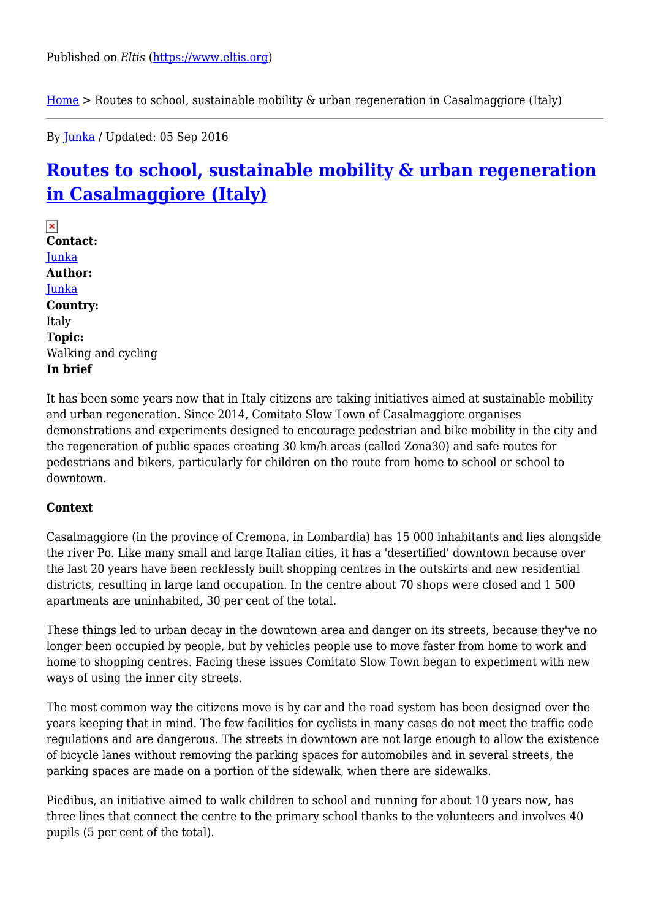Published on *Eltis* (https://www.eltis.org)

Home > Routes to school, sustainable mobility & urban regeneration in Casalmaggiore (Italy)

By Junka / Updated: 05 Sep 2016

# Routes to school, sustainable mobility & urban regeneration in Casalmaggiore (Italy)

**Contact:**
Junka
**Author:**
Junka
**Country:**
Italy
**Topic:**
Walking and cycling
**In brief**

It has been some years now that in Italy citizens are taking initiatives aimed at sustainable mobility and urban regeneration. Since 2014, Comitato Slow Town of Casalmaggiore organises demonstrations and experiments designed to encourage pedestrian and bike mobility in the city and the regeneration of public spaces creating 30 km/h areas (called Zona30) and safe routes for pedestrians and bikers, particularly for children on the route from home to school or school to downtown.

**Context**

Casalmaggiore (in the province of Cremona, in Lombardia) has 15 000 inhabitants and lies alongside the river Po. Like many small and large Italian cities, it has a 'desertified' downtown because over the last 20 years have been recklessly built shopping centres in the outskirts and new residential districts, resulting in large land occupation. In the centre about 70 shops were closed and 1 500 apartments are uninhabited, 30 per cent of the total.

These things led to urban decay in the downtown area and danger on its streets, because they've no longer been occupied by people, but by vehicles people use to move faster from home to work and home to shopping centres. Facing these issues Comitato Slow Town began to experiment with new ways of using the inner city streets.

The most common way the citizens move is by car and the road system has been designed over the years keeping that in mind. The few facilities for cyclists in many cases do not meet the traffic code regulations and are dangerous. The streets in downtown are not large enough to allow the existence of bicycle lanes without removing the parking spaces for automobiles and in several streets, the parking spaces are made on a portion of the sidewalk, when there are sidewalks.

Piedibus, an initiative aimed to walk children to school and running for about 10 years now, has three lines that connect the centre to the primary school thanks to the volunteers and involves 40 pupils (5 per cent of the total).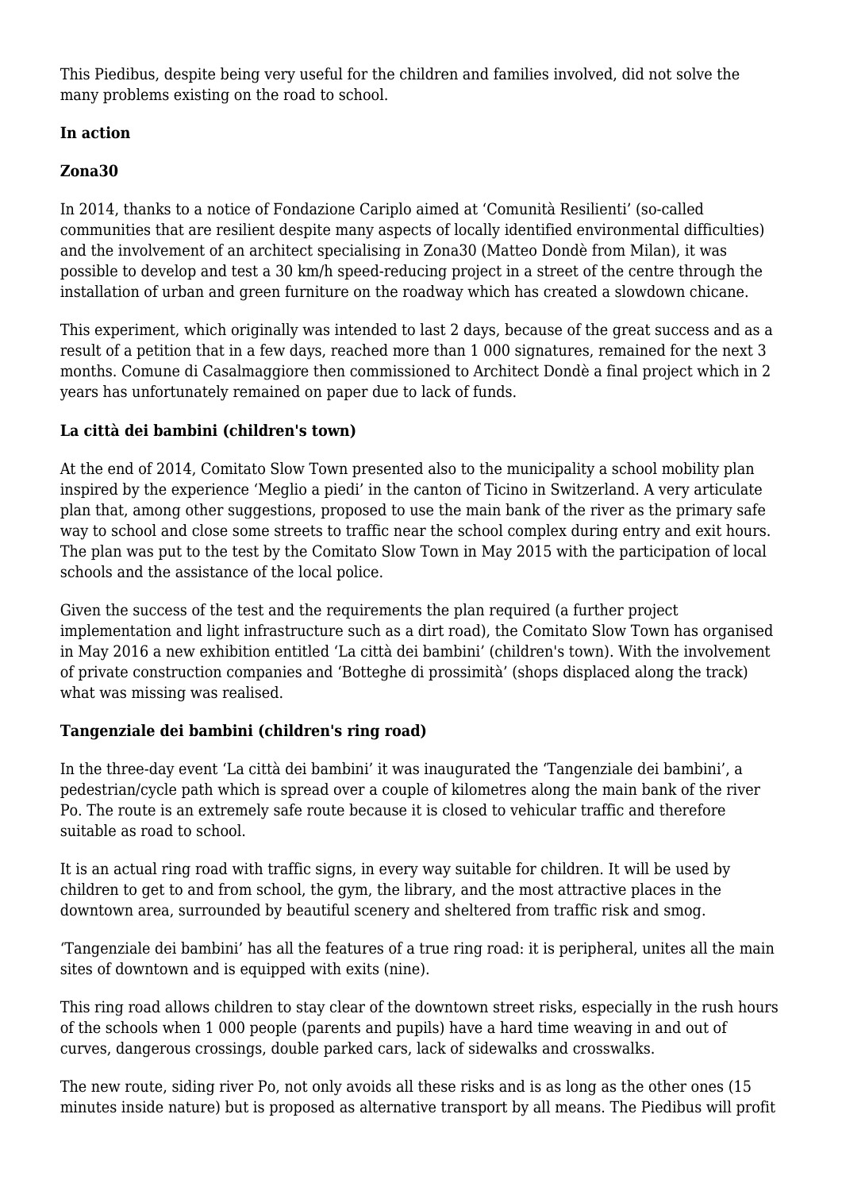This Piedibus, despite being very useful for the children and families involved, did not solve the many problems existing on the road to school.

**In action**

**Zona30**

In 2014, thanks to a notice of Fondazione Cariplo aimed at 'Comunità Resilienti' (so-called communities that are resilient despite many aspects of locally identified environmental difficulties) and the involvement of an architect specialising in Zona30 (Matteo Dondè from Milan), it was possible to develop and test a 30 km/h speed-reducing project in a street of the centre through the installation of urban and green furniture on the roadway which has created a slowdown chicane.

This experiment, which originally was intended to last 2 days, because of the great success and as a result of a petition that in a few days, reached more than 1 000 signatures, remained for the next 3 months. Comune di Casalmaggiore then commissioned to Architect Dondè a final project which in 2 years has unfortunately remained on paper due to lack of funds.

**La città dei bambini (children's town)**

At the end of 2014, Comitato Slow Town presented also to the municipality a school mobility plan inspired by the experience 'Meglio a piedi' in the canton of Ticino in Switzerland. A very articulate plan that, among other suggestions, proposed to use the main bank of the river as the primary safe way to school and close some streets to traffic near the school complex during entry and exit hours. The plan was put to the test by the Comitato Slow Town in May 2015 with the participation of local schools and the assistance of the local police.

Given the success of the test and the requirements the plan required (a further project implementation and light infrastructure such as a dirt road), the Comitato Slow Town has organised in May 2016 a new exhibition entitled 'La città dei bambini' (children's town). With the involvement of private construction companies and 'Botteghe di prossimità' (shops displaced along the track) what was missing was realised.

**Tangenziale dei bambini (children's ring road)**

In the three-day event 'La città dei bambini' it was inaugurated the 'Tangenziale dei bambini', a pedestrian/cycle path which is spread over a couple of kilometres along the main bank of the river Po. The route is an extremely safe route because it is closed to vehicular traffic and therefore suitable as road to school.

It is an actual ring road with traffic signs, in every way suitable for children. It will be used by children to get to and from school, the gym, the library, and the most attractive places in the downtown area, surrounded by beautiful scenery and sheltered from traffic risk and smog.

'Tangenziale dei bambini' has all the features of a true ring road: it is peripheral, unites all the main sites of downtown and is equipped with exits (nine).

This ring road allows children to stay clear of the downtown street risks, especially in the rush hours of the schools when 1 000 people (parents and pupils) have a hard time weaving in and out of curves, dangerous crossings, double parked cars, lack of sidewalks and crosswalks.

The new route, siding river Po, not only avoids all these risks and is as long as the other ones (15 minutes inside nature) but is proposed as alternative transport by all means. The Piedibus will profit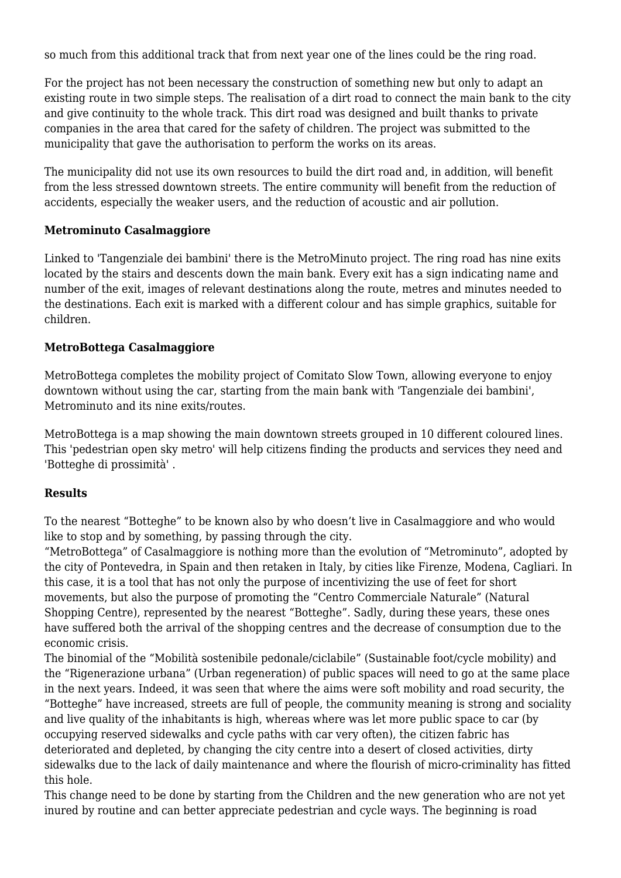so much from this additional track that from next year one of the lines could be the ring road.

For the project has not been necessary the construction of something new but only to adapt an existing route in two simple steps. The realisation of a dirt road to connect the main bank to the city and give continuity to the whole track. This dirt road was designed and built thanks to private companies in the area that cared for the safety of children. The project was submitted to the municipality that gave the authorisation to perform the works on its areas.

The municipality did not use its own resources to build the dirt road and, in addition, will benefit from the less stressed downtown streets. The entire community will benefit from the reduction of accidents, especially the weaker users, and the reduction of acoustic and air pollution.

**Metrominuto Casalmaggiore**

Linked to 'Tangenziale dei bambini' there is the MetroMinuto project. The ring road has nine exits located by the stairs and descents down the main bank. Every exit has a sign indicating name and number of the exit, images of relevant destinations along the route, metres and minutes needed to the destinations. Each exit is marked with a different colour and has simple graphics, suitable for children.

**MetroBottega Casalmaggiore**

MetroBottega completes the mobility project of Comitato Slow Town, allowing everyone to enjoy downtown without using the car, starting from the main bank with 'Tangenziale dei bambini', Metrominuto and its nine exits/routes.

MetroBottega is a map showing the main downtown streets grouped in 10 different coloured lines. This 'pedestrian open sky metro' will help citizens finding the products and services they need and 'Botteghe di prossimità' .

**Results**

To the nearest “Botteghe” to be known also by who doesn’t live in Casalmaggiore and who would like to stop and by something, by passing through the city.
“MetroBottega” of Casalmaggiore is nothing more than the evolution of “Metrominuto”, adopted by the city of Pontevedra, in Spain and then retaken in Italy, by cities like Firenze, Modena, Cagliari. In this case, it is a tool that has not only the purpose of incentivizing the use of feet for short movements, but also the purpose of promoting the “Centro Commerciale Naturale” (Natural Shopping Centre), represented by the nearest “Botteghe”. Sadly, during these years, these ones have suffered both the arrival of the shopping centres and the decrease of consumption due to the economic crisis.
The binomial of the “Mobilità sostenibile pedonale/ciclabile” (Sustainable foot/cycle mobility) and the “Rigenerazione urbana” (Urban regeneration) of public spaces will need to go at the same place in the next years. Indeed, it was seen that where the aims were soft mobility and road security, the “Botteghe” have increased, streets are full of people, the community meaning is strong and sociality and live quality of the inhabitants is high, whereas where was let more public space to car (by occupying reserved sidewalks and cycle paths with car very often), the citizen fabric has deteriorated and depleted, by changing the city centre into a desert of closed activities, dirty sidewalks due to the lack of daily maintenance and where the flourish of micro-criminality has fitted this hole.
This change need to be done by starting from the Children and the new generation who are not yet inured by routine and can better appreciate pedestrian and cycle ways. The beginning is road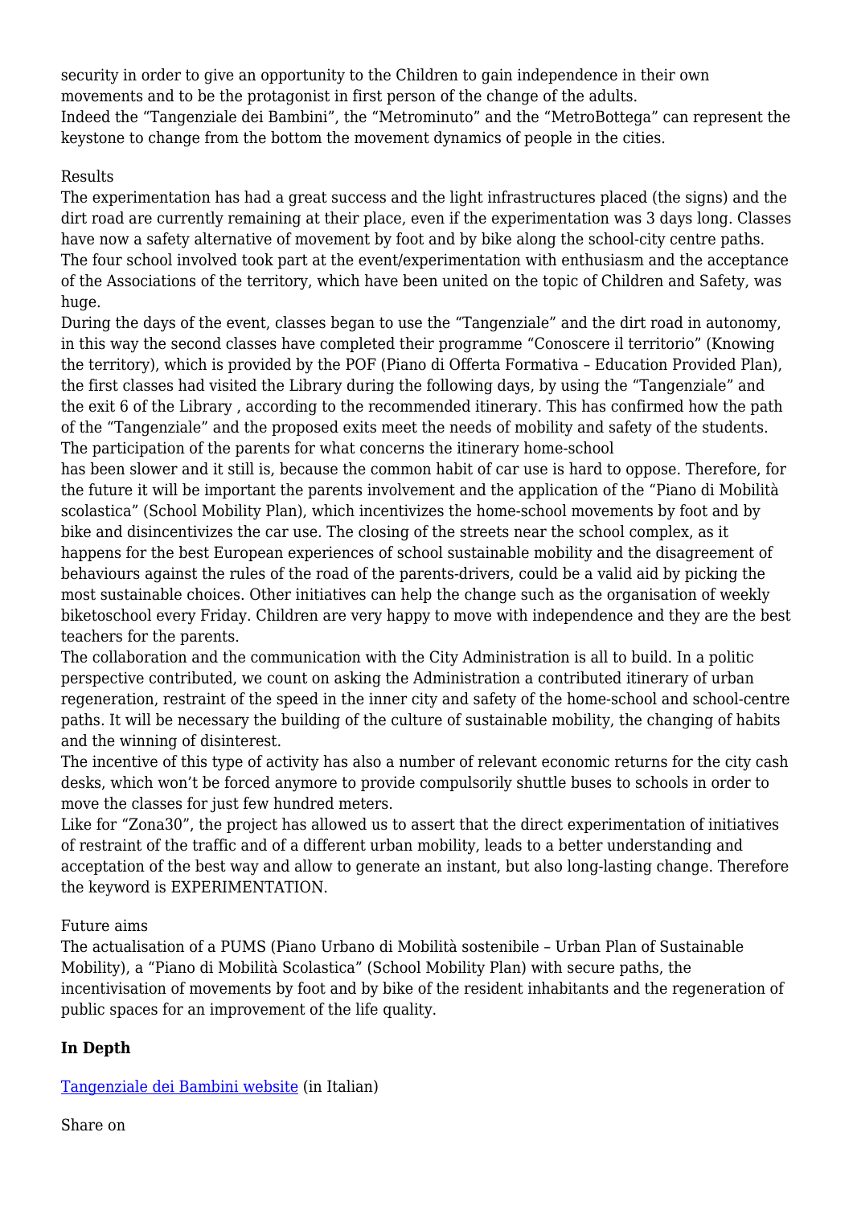security in order to give an opportunity to the Children to gain independence in their own movements and to be the protagonist in first person of the change of the adults.
Indeed the "Tangenziale dei Bambini", the "Metrominuto" and the "MetroBottega" can represent the keystone to change from the bottom the movement dynamics of people in the cities.

Results

The experimentation has had a great success and the light infrastructures placed (the signs) and the dirt road are currently remaining at their place, even if the experimentation was 3 days long. Classes have now a safety alternative of movement by foot and by bike along the school-city centre paths. The four school involved took part at the event/experimentation with enthusiasm and the acceptance of the Associations of the territory, which have been united on the topic of Children and Safety, was huge.

During the days of the event, classes began to use the "Tangenziale" and the dirt road in autonomy, in this way the second classes have completed their programme "Conoscere il territorio" (Knowing the territory), which is provided by the POF (Piano di Offerta Formativa – Education Provided Plan), the first classes had visited the Library during the following days, by using the "Tangenziale" and the exit 6 of the Library , according to the recommended itinerary. This has confirmed how the path of the "Tangenziale" and the proposed exits meet the needs of mobility and safety of the students. The participation of the parents for what concerns the itinerary home-school has been slower and it still is, because the common habit of car use is hard to oppose. Therefore, for the future it will be important the parents involvement and the application of the "Piano di Mobilità scolastica" (School Mobility Plan), which incentivizes the home-school movements by foot and by bike and disincentivizes the car use. The closing of the streets near the school complex, as it happens for the best European experiences of school sustainable mobility and the disagreement of behaviours against the rules of the road of the parents-drivers, could be a valid aid by picking the most sustainable choices. Other initiatives can help the change such as the organisation of weekly biketoschool every Friday. Children are very happy to move with independence and they are the best teachers for the parents.

The collaboration and the communication with the City Administration is all to build. In a politic perspective contributed, we count on asking the Administration a contributed itinerary of urban regeneration, restraint of the speed in the inner city and safety of the home-school and school-centre paths. It will be necessary the building of the culture of sustainable mobility, the changing of habits and the winning of disinterest.

The incentive of this type of activity has also a number of relevant economic returns for the city cash desks, which won't be forced anymore to provide compulsorily shuttle buses to schools in order to move the classes for just few hundred meters.

Like for "Zona30", the project has allowed us to assert that the direct experimentation of initiatives of restraint of the traffic and of a different urban mobility, leads to a better understanding and acceptation of the best way and allow to generate an instant, but also long-lasting change. Therefore the keyword is EXPERIMENTATION.

Future aims

The actualisation of a PUMS (Piano Urbano di Mobilità sostenibile – Urban Plan of Sustainable Mobility), a "Piano di Mobilità Scolastica" (School Mobility Plan) with secure paths, the incentivisation of movements by foot and by bike of the resident inhabitants and the regeneration of public spaces for an improvement of the life quality.

**In Depth**

Tangenziale dei Bambini website (in Italian)

Share on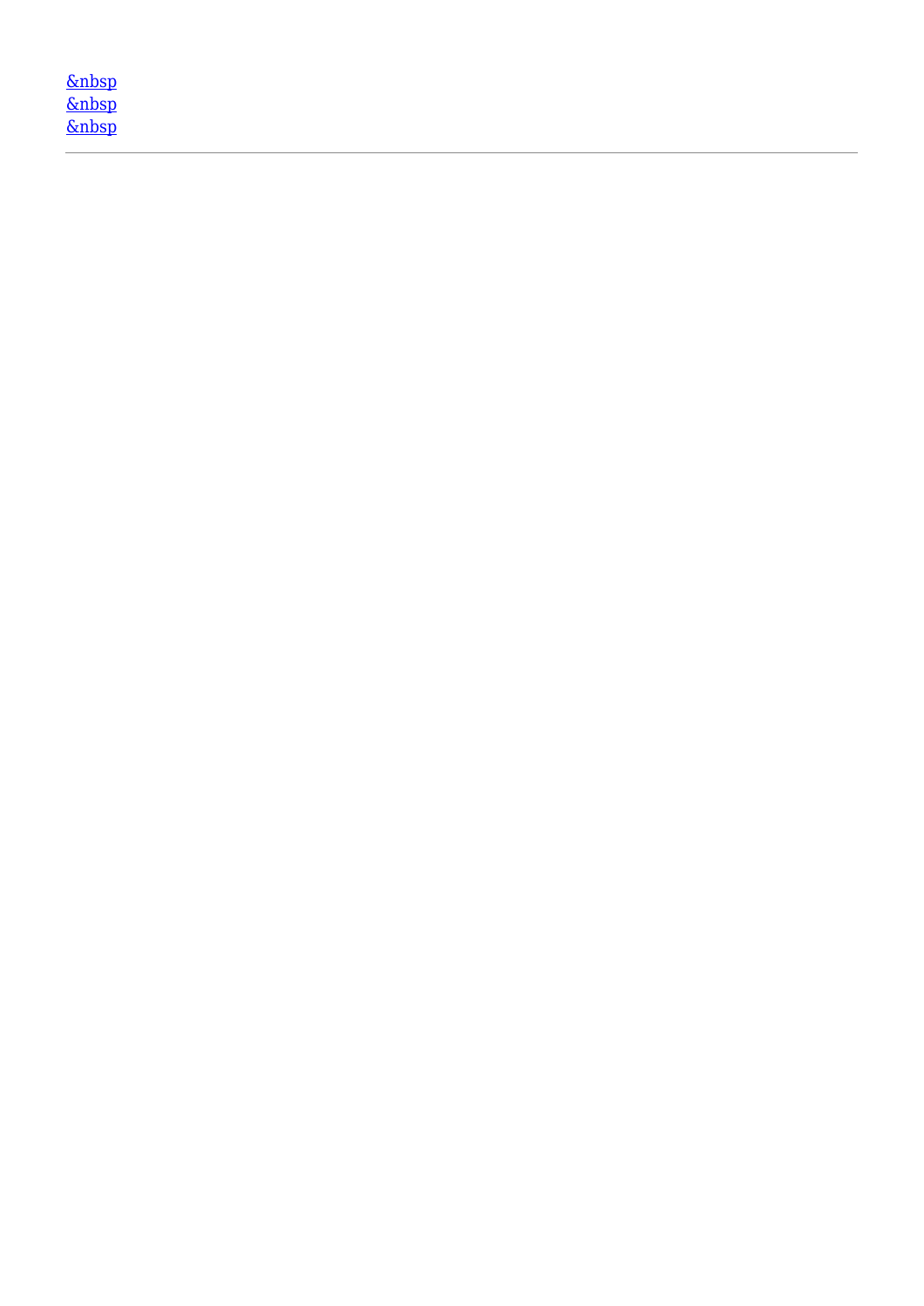&nbsp
&nbsp
&nbsp

---